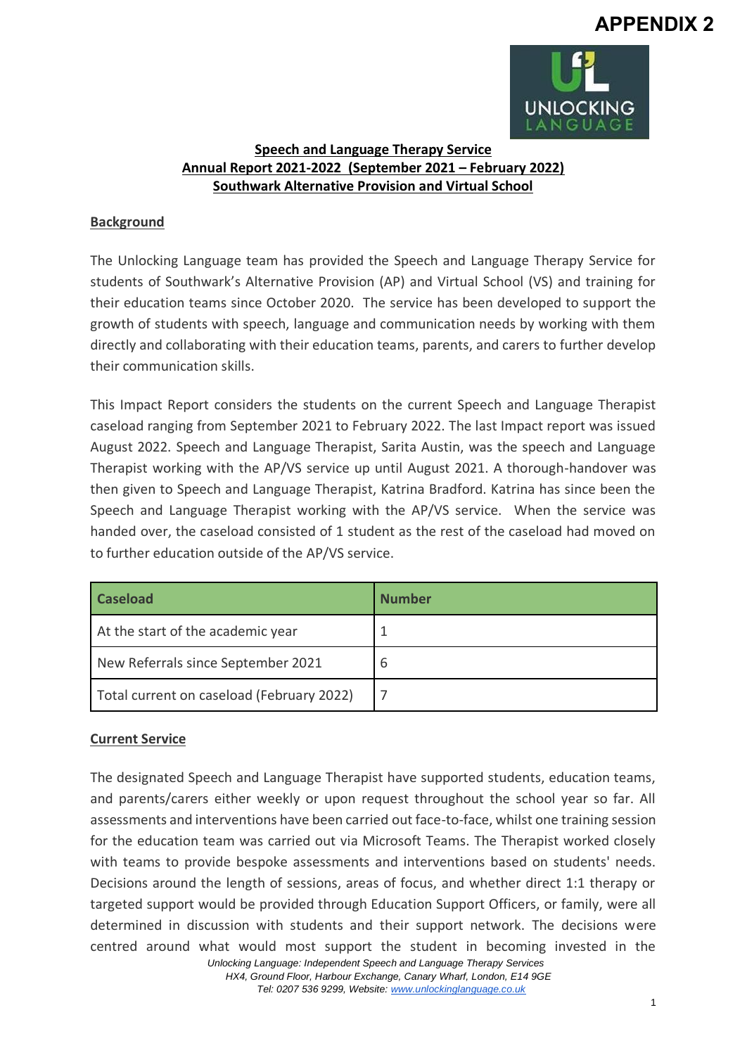# APPENDIX 2

**Speech and Language Therapy Service**
**Annual Report 2021-2022 (September 2021 – February 2022)**
**Southwark Alternative Provision and Virtual School**

## Background

The Unlocking Language team has provided the Speech and Language Therapy Service for students of Southwark's Alternative Provision (AP) and Virtual School (VS) and training for their education teams since October 2020. The service has been developed to support the growth of students with speech, language and communication needs by working with them directly and collaborating with their education teams, parents, and carers to further develop their communication skills.

This Impact Report considers the students on the current Speech and Language Therapist caseload ranging from September 2021 to February 2022. The last Impact report was issued August 2022. Speech and Language Therapist, Sarita Austin, was the speech and Language Therapist working with the AP/VS service up until August 2021. A thorough-handover was then given to Speech and Language Therapist, Katrina Bradford. Katrina has since been the Speech and Language Therapist working with the AP/VS service. When the service was handed over, the caseload consisted of 1 student as the rest of the caseload had moved on to further education outside of the AP/VS service.

| Caseload | Number |
|---|---|
| At the start of the academic year | 1 |
| New Referrals since September 2021 | 6 |
| Total current on caseload (February 2022) | 7 |

## Current Service

The designated Speech and Language Therapist have supported students, education teams, and parents/carers either weekly or upon request throughout the school year so far. All assessments and interventions have been carried out face-to-face, whilst one training session for the education team was carried out via Microsoft Teams. The Therapist worked closely with teams to provide bespoke assessments and interventions based on students' needs. Decisions around the length of sessions, areas of focus, and whether direct 1:1 therapy or targeted support would be provided through Education Support Officers, or family, were all determined in discussion with students and their support network. The decisions were centred around what would most support the student in becoming invested in the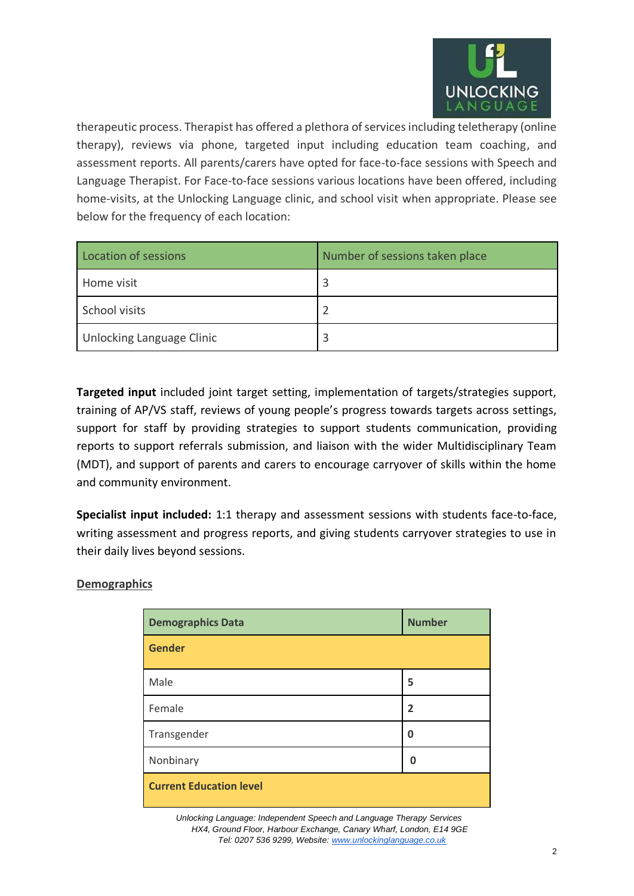therapeutic process. Therapist has offered a plethora of services including teletherapy (online therapy), reviews via phone, targeted input including education team coaching, and assessment reports. All parents/carers have opted for face-to-face sessions with Speech and Language Therapist. For Face-to-face sessions various locations have been offered, including home-visits, at the Unlocking Language clinic, and school visit when appropriate. Please see below for the frequency of each location:

| Location of sessions | Number of sessions taken place |
|---|---|
| Home visit | 3 |
| School visits | 2 |
| Unlocking Language Clinic | 3 |

**Targeted input** included joint target setting, implementation of targets/strategies support, training of AP/VS staff, reviews of young people's progress towards targets across settings, support for staff by providing strategies to support students communication, providing reports to support referrals submission, and liaison with the wider Multidisciplinary Team (MDT), and support of parents and carers to encourage carryover of skills within the home and community environment.

**Specialist input included:** 1:1 therapy and assessment sessions with students face-to-face, writing assessment and progress reports, and giving students carryover strategies to use in their daily lives beyond sessions.

## Demographics

| Demographics Data | Number |
|---|---|
| **Gender** | |
| Male | **5** |
| Female | **2** |
| Transgender | **0** |
| Nonbinary | **0** |
| **Current Education level** | |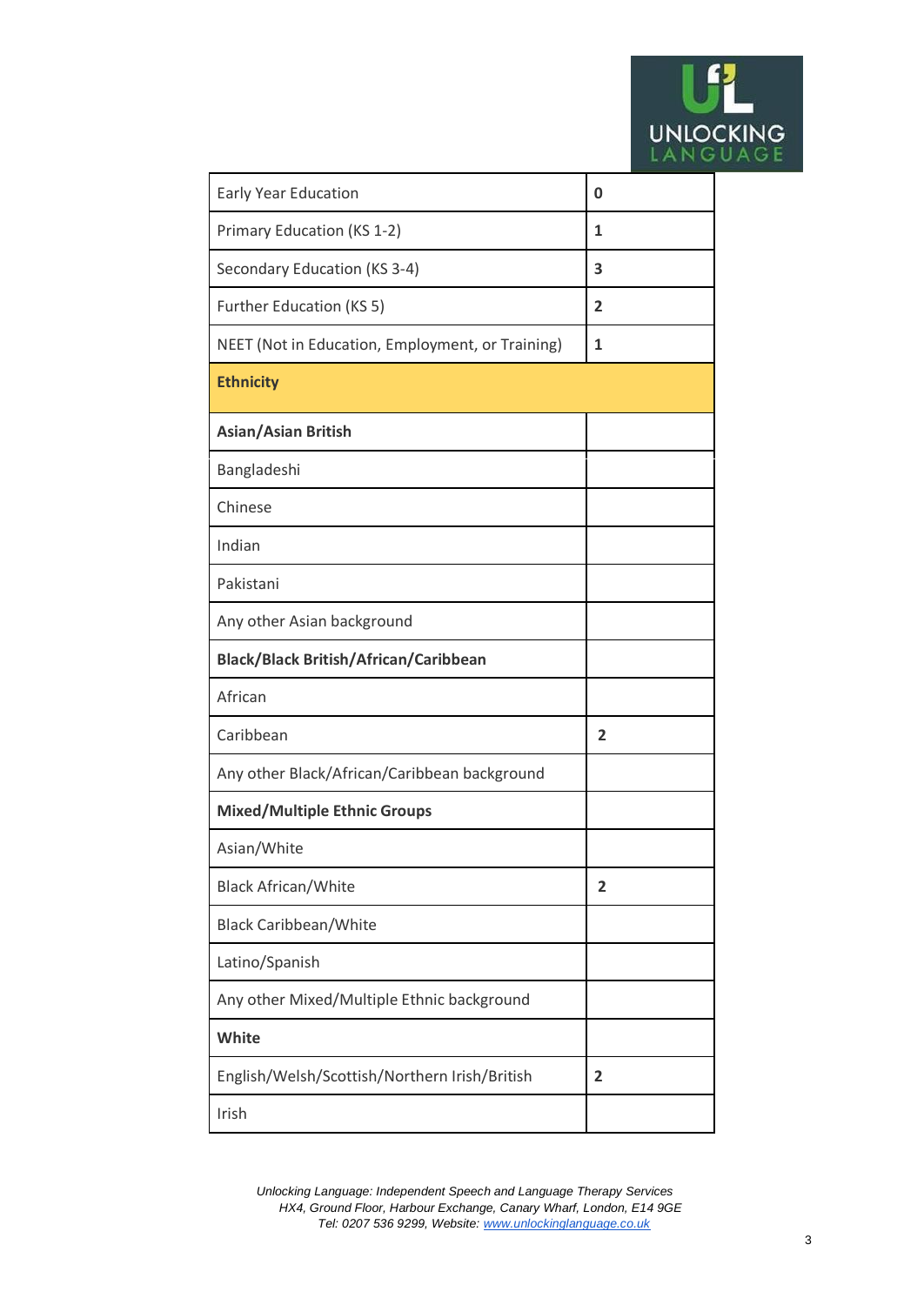| | |
|---|---|
| Early Year Education | **0** |
| Primary Education (KS 1-2) | **1** |
| Secondary Education (KS 3-4) | **3** |
| Further Education (KS 5) | **2** |
| NEET (Not in Education, Employment, or Training) | **1** |
| **Ethnicity** | |
| **Asian/Asian British** | |
| Bangladeshi | |
| Chinese | |
| Indian | |
| Pakistani | |
| Any other Asian background | |
| **Black/Black British/African/Caribbean** | |
| African | |
| Caribbean | **2** |
| Any other Black/African/Caribbean background | |
| **Mixed/Multiple Ethnic Groups** | |
| Asian/White | |
| Black African/White | **2** |
| Black Caribbean/White | |
| Latino/Spanish | |
| Any other Mixed/Multiple Ethnic background | |
| **White** | |
| English/Welsh/Scottish/Northern Irish/British | **2** |
| Irish | |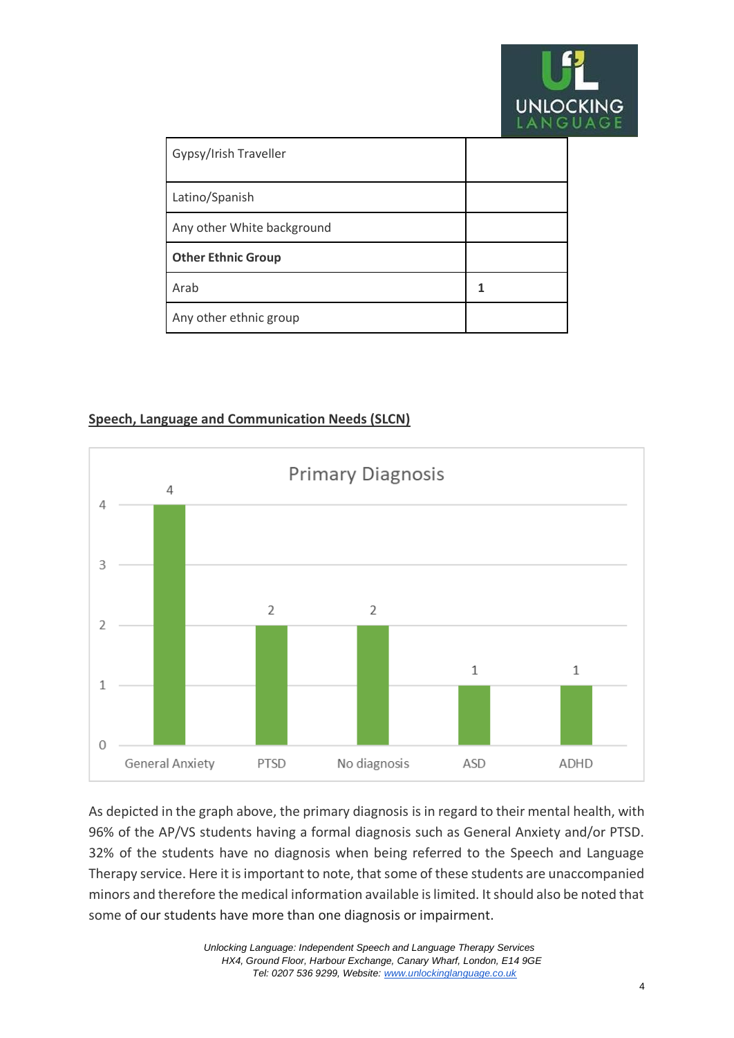| Gypsy/Irish Traveller | |
|---|---|
| Latino/Spanish | |
| Any other White background | |
| **Other Ethnic Group** | |
| Arab | **1** |
| Any other ethnic group | |

## Speech, Language and Communication Needs (SLCN)

**Primary Diagnosis**

| Diagnosis | Count |
|---|---|
| General Anxiety | 4 |
| PTSD | 2 |
| No diagnosis | 2 |
| ASD | 1 |
| ADHD | 1 |

As depicted in the graph above, the primary diagnosis is in regard to their mental health, with 96% of the AP/VS students having a formal diagnosis such as General Anxiety and/or PTSD. 32% of the students have no diagnosis when being referred to the Speech and Language Therapy service. Here it is important to note, that some of these students are unaccompanied minors and therefore the medical information available is limited. It should also be noted that some of our students have more than one diagnosis or impairment.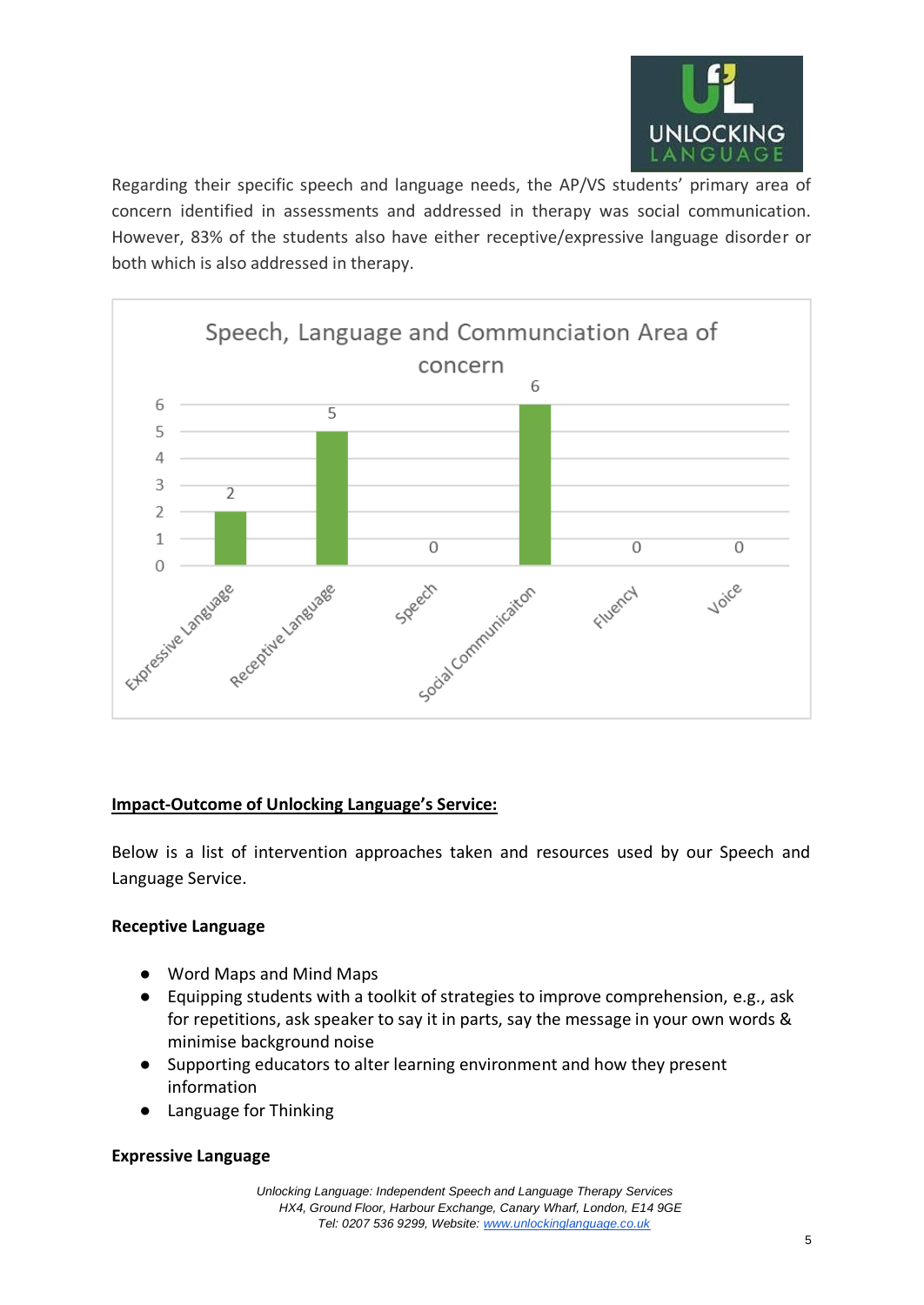Regarding their specific speech and language needs, the AP/VS students' primary area of concern identified in assessments and addressed in therapy was social communication. However, 83% of the students also have either receptive/expressive language disorder or both which is also addressed in therapy.

**Speech, Language and Communciation Area of concern**

| Area | Count |
| --- | --- |
| Expressive Language | 2 |
| Receptive Language | 5 |
| Speech | 0 |
| Social Communicaiton | 6 |
| Fluency | 0 |
| Voice | 0 |

**<u>Impact-Outcome of Unlocking Language's Service:</u>**

Below is a list of intervention approaches taken and resources used by our Speech and Language Service.

**Receptive Language**

- Word Maps and Mind Maps
- Equipping students with a toolkit of strategies to improve comprehension, e.g., ask for repetitions, ask speaker to say it in parts, say the message in your own words & minimise background noise
- Supporting educators to alter learning environment and how they present information
- Language for Thinking

**Expressive Language**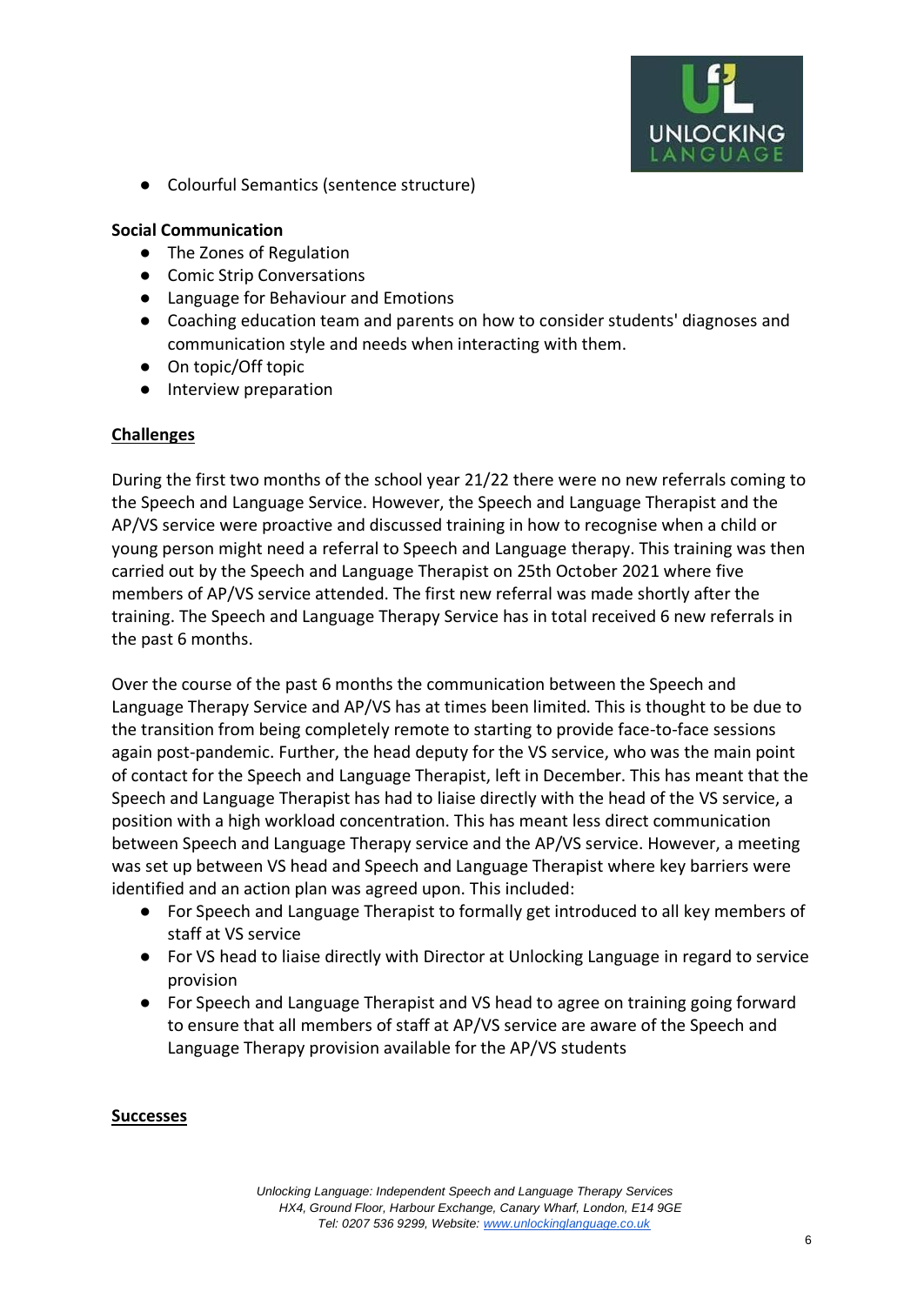- Colourful Semantics (sentence structure)

**Social Communication**

- The Zones of Regulation
- Comic Strip Conversations
- Language for Behaviour and Emotions
- Coaching education team and parents on how to consider students' diagnoses and communication style and needs when interacting with them.
- On topic/Off topic
- Interview preparation

**Challenges**

During the first two months of the school year 21/22 there were no new referrals coming to the Speech and Language Service. However, the Speech and Language Therapist and the AP/VS service were proactive and discussed training in how to recognise when a child or young person might need a referral to Speech and Language therapy. This training was then carried out by the Speech and Language Therapist on 25th October 2021 where five members of AP/VS service attended. The first new referral was made shortly after the training. The Speech and Language Therapy Service has in total received 6 new referrals in the past 6 months.

Over the course of the past 6 months the communication between the Speech and Language Therapy Service and AP/VS has at times been limited. This is thought to be due to the transition from being completely remote to starting to provide face-to-face sessions again post-pandemic. Further, the head deputy for the VS service, who was the main point of contact for the Speech and Language Therapist, left in December. This has meant that the Speech and Language Therapist has had to liaise directly with the head of the VS service, a position with a high workload concentration. This has meant less direct communication between Speech and Language Therapy service and the AP/VS service. However, a meeting was set up between VS head and Speech and Language Therapist where key barriers were identified and an action plan was agreed upon. This included:

- For Speech and Language Therapist to formally get introduced to all key members of staff at VS service
- For VS head to liaise directly with Director at Unlocking Language in regard to service provision
- For Speech and Language Therapist and VS head to agree on training going forward to ensure that all members of staff at AP/VS service are aware of the Speech and Language Therapy provision available for the AP/VS students

**Successes**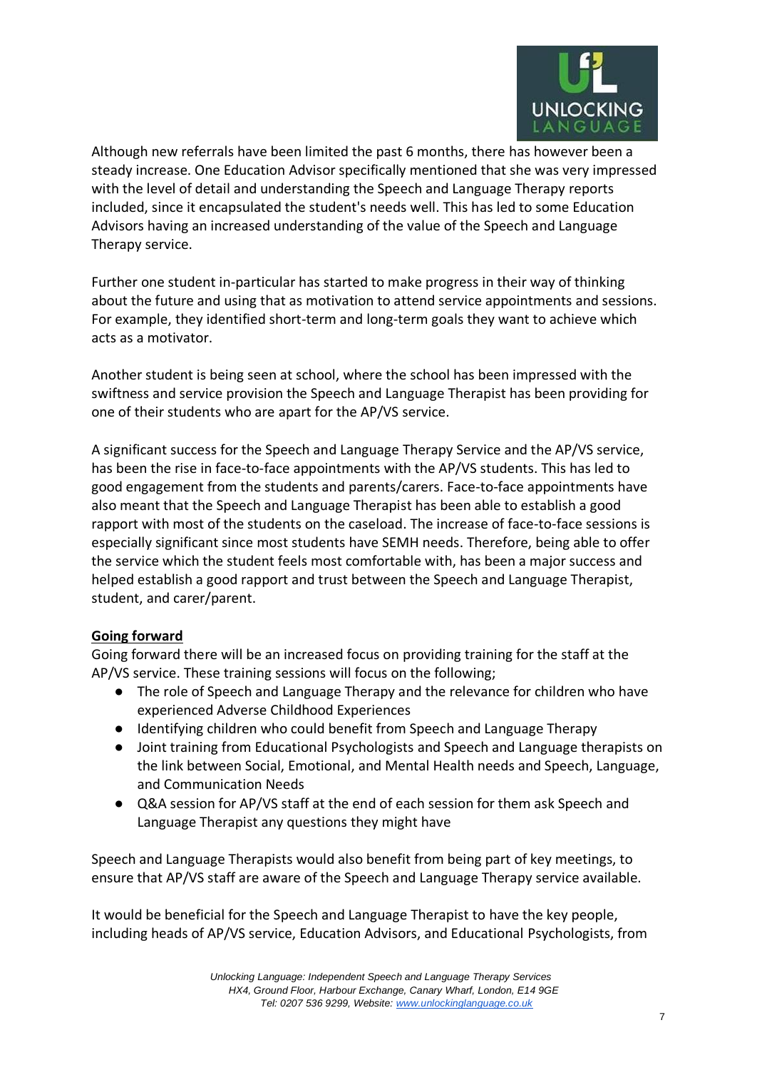Although new referrals have been limited the past 6 months, there has however been a steady increase. One Education Advisor specifically mentioned that she was very impressed with the level of detail and understanding the Speech and Language Therapy reports included, since it encapsulated the student's needs well. This has led to some Education Advisors having an increased understanding of the value of the Speech and Language Therapy service.

Further one student in-particular has started to make progress in their way of thinking about the future and using that as motivation to attend service appointments and sessions. For example, they identified short-term and long-term goals they want to achieve which acts as a motivator.

Another student is being seen at school, where the school has been impressed with the swiftness and service provision the Speech and Language Therapist has been providing for one of their students who are apart for the AP/VS service.

A significant success for the Speech and Language Therapy Service and the AP/VS service, has been the rise in face-to-face appointments with the AP/VS students. This has led to good engagement from the students and parents/carers. Face-to-face appointments have also meant that the Speech and Language Therapist has been able to establish a good rapport with most of the students on the caseload. The increase of face-to-face sessions is especially significant since most students have SEMH needs. Therefore, being able to offer the service which the student feels most comfortable with, has been a major success and helped establish a good rapport and trust between the Speech and Language Therapist, student, and carer/parent.

**Going forward**

Going forward there will be an increased focus on providing training for the staff at the AP/VS service. These training sessions will focus on the following;

- The role of Speech and Language Therapy and the relevance for children who have experienced Adverse Childhood Experiences
- Identifying children who could benefit from Speech and Language Therapy
- Joint training from Educational Psychologists and Speech and Language therapists on the link between Social, Emotional, and Mental Health needs and Speech, Language, and Communication Needs
- Q&A session for AP/VS staff at the end of each session for them ask Speech and Language Therapist any questions they might have

Speech and Language Therapists would also benefit from being part of key meetings, to ensure that AP/VS staff are aware of the Speech and Language Therapy service available.

It would be beneficial for the Speech and Language Therapist to have the key people, including heads of AP/VS service, Education Advisors, and Educational Psychologists, from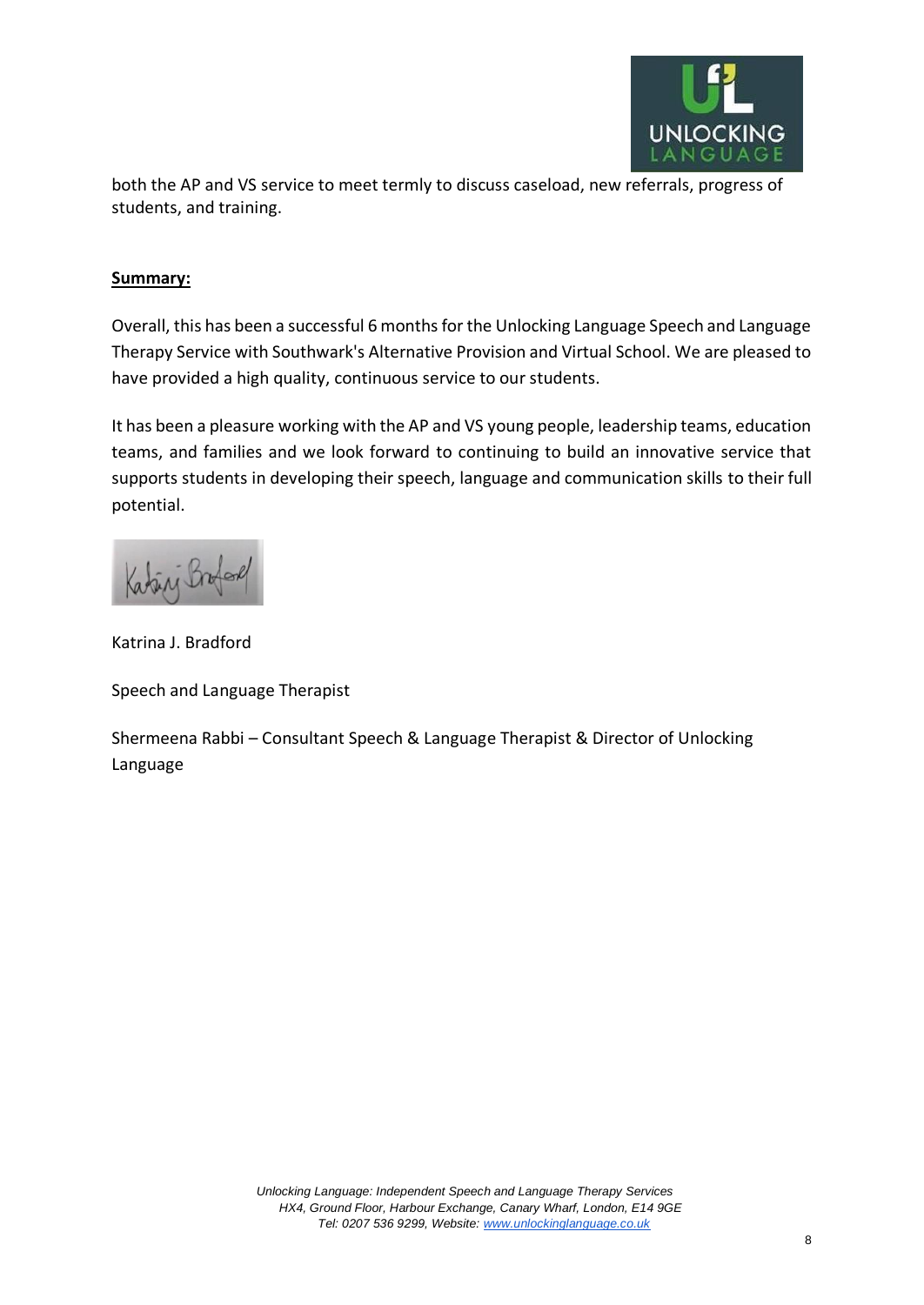both the AP and VS service to meet termly to discuss caseload, new referrals, progress of students, and training.

**Summary:**

Overall, this has been a successful 6 months for the Unlocking Language Speech and Language Therapy Service with Southwark's Alternative Provision and Virtual School. We are pleased to have provided a high quality, continuous service to our students.

It has been a pleasure working with the AP and VS young people, leadership teams, education teams, and families and we look forward to continuing to build an innovative service that supports students in developing their speech, language and communication skills to their full potential.

Katrina J. Bradford

Speech and Language Therapist

Shermeena Rabbi – Consultant Speech & Language Therapist & Director of Unlocking Language